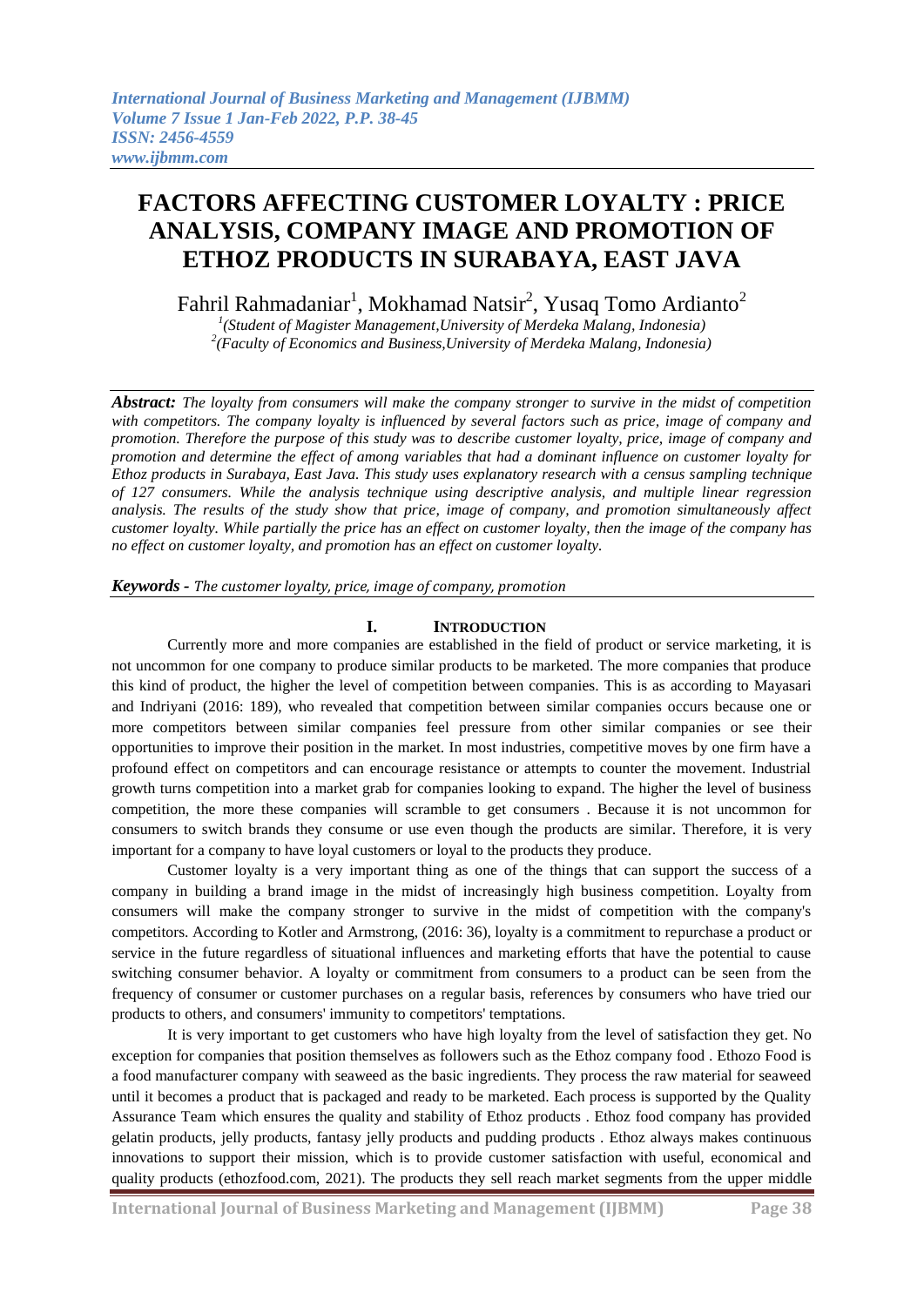# FACTORS AFFECTING CUSTOMER LOYALTY : PRICE ANALYSIS, COMPANY IMAGE AND PROMOTION OF ETHOZ PRODUCTS IN SURABAYA, EAST JAVA

Fahril Rahmadaniar[1], Mokhamad Natsir[2], Yusaq Tomo Ardianto[2]

[1](Student of Magister Management,University of Merdeka Malang, Indonesia)
[2](Faculty of Economics and Business,University of Merdeka Malang, Indonesia)

***Abstract:*** *The loyalty from consumers will make the company stronger to survive in the midst of competition with competitors. The company loyalty is influenced by several factors such as price, image of company and promotion. Therefore the purpose of this study was to describe customer loyalty, price, image of company and promotion and determine the effect of among variables that had a dominant influence on customer loyalty for Ethoz products in Surabaya, East Java. This study uses explanatory research with a census sampling technique of 127 consumers. While the analysis technique using descriptive analysis, and multiple linear regression analysis. The results of the study show that price, image of company, and promotion simultaneously affect customer loyalty. While partially the price has an effect on customer loyalty, then the image of the company has no effect on customer loyalty, and promotion has an effect on customer loyalty.*

***Keywords -*** *The customer loyalty, price, image of company, promotion*

## I. INTRODUCTION

Currently more and more companies are established in the field of product or service marketing, it is not uncommon for one company to produce similar products to be marketed. The more companies that produce this kind of product, the higher the level of competition between companies. This is as according to Mayasari and Indriyani (2016: 189), who revealed that competition between similar companies occurs because one or more competitors between similar companies feel pressure from other similar companies or see their opportunities to improve their position in the market. In most industries, competitive moves by one firm have a profound effect on competitors and can encourage resistance or attempts to counter the movement. Industrial growth turns competition into a market grab for companies looking to expand. The higher the level of business competition, the more these companies will scramble to get consumers . Because it is not uncommon for consumers to switch brands they consume or use even though the products are similar. Therefore, it is very important for a company to have loyal customers or loyal to the products they produce.

Customer loyalty is a very important thing as one of the things that can support the success of a company in building a brand image in the midst of increasingly high business competition. Loyalty from consumers will make the company stronger to survive in the midst of competition with the company's competitors. According to Kotler and Armstrong, (2016: 36), loyalty is a commitment to repurchase a product or service in the future regardless of situational influences and marketing efforts that have the potential to cause switching consumer behavior. A loyalty or commitment from consumers to a product can be seen from the frequency of consumer or customer purchases on a regular basis, references by consumers who have tried our products to others, and consumers' immunity to competitors' temptations.

It is very important to get customers who have high loyalty from the level of satisfaction they get. No exception for companies that position themselves as followers such as the Ethoz company food . Ethozo Food is a food manufacturer company with seaweed as the basic ingredients. They process the raw material for seaweed until it becomes a product that is packaged and ready to be marketed. Each process is supported by the Quality Assurance Team which ensures the quality and stability of Ethoz products . Ethoz food company has provided gelatin products, jelly products, fantasy jelly products and pudding products . Ethoz always makes continuous innovations to support their mission, which is to provide customer satisfaction with useful, economical and quality products (ethozfood.com, 2021). The products they sell reach market segments from the upper middle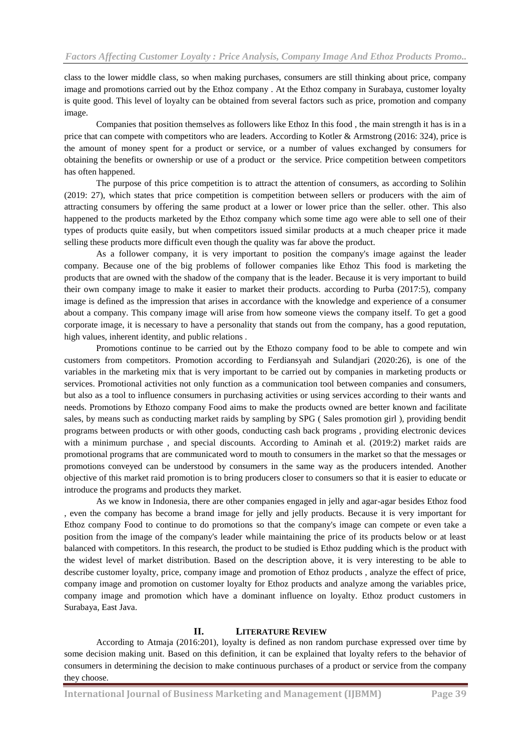class to the lower middle class, so when making purchases, consumers are still thinking about price, company image and promotions carried out by the Ethoz company . At the Ethoz company in Surabaya, customer loyalty is quite good. This level of loyalty can be obtained from several factors such as price, promotion and company image.

Companies that position themselves as followers like Ethoz In this food , the main strength it has is in a price that can compete with competitors who are leaders. According to Kotler & Armstrong (2016: 324), price is the amount of money spent for a product or service, or a number of values exchanged by consumers for obtaining the benefits or ownership or use of a product or the service. Price competition between competitors has often happened.

The purpose of this price competition is to attract the attention of consumers, as according to Solihin (2019: 27), which states that price competition is competition between sellers or producers with the aim of attracting consumers by offering the same product at a lower or lower price than the seller. other. This also happened to the products marketed by the Ethoz company which some time ago were able to sell one of their types of products quite easily, but when competitors issued similar products at a much cheaper price it made selling these products more difficult even though the quality was far above the product.

As a follower company, it is very important to position the company's image against the leader company. Because one of the big problems of follower companies like Ethoz This food is marketing the products that are owned with the shadow of the company that is the leader. Because it is very important to build their own company image to make it easier to market their products. according to Purba (2017:5), company image is defined as the impression that arises in accordance with the knowledge and experience of a consumer about a company. This company image will arise from how someone views the company itself. To get a good corporate image, it is necessary to have a personality that stands out from the company, has a good reputation, high values, inherent identity, and public relations .

Promotions continue to be carried out by the Ethozo company food to be able to compete and win customers from competitors. Promotion according to Ferdiansyah and Sulandjari (2020:26), is one of the variables in the marketing mix that is very important to be carried out by companies in marketing products or services. Promotional activities not only function as a communication tool between companies and consumers, but also as a tool to influence consumers in purchasing activities or using services according to their wants and needs. Promotions by Ethozo company Food aims to make the products owned are better known and facilitate sales, by means such as conducting market raids by sampling by SPG ( Sales promotion girl ), providing bendit programs between products or with other goods, conducting cash back programs , providing electronic devices with a minimum purchase , and special discounts. According to Aminah et al. (2019:2) market raids are promotional programs that are communicated word to mouth to consumers in the market so that the messages or promotions conveyed can be understood by consumers in the same way as the producers intended. Another objective of this market raid promotion is to bring producers closer to consumers so that it is easier to educate or introduce the programs and products they market.

As we know in Indonesia, there are other companies engaged in jelly and agar-agar besides Ethoz food , even the company has become a brand image for jelly and jelly products. Because it is very important for Ethoz company Food to continue to do promotions so that the company's image can compete or even take a position from the image of the company's leader while maintaining the price of its products below or at least balanced with competitors. In this research, the product to be studied is Ethoz pudding which is the product with the widest level of market distribution. Based on the description above, it is very interesting to be able to describe customer loyalty, price, company image and promotion of Ethoz products , analyze the effect of price, company image and promotion on customer loyalty for Ethoz products and analyze among the variables price, company image and promotion which have a dominant influence on loyalty. Ethoz product customers in Surabaya, East Java.

## II. LITERATURE REVIEW

According to Atmaja (2016:201), loyalty is defined as non random purchase expressed over time by some decision making unit. Based on this definition, it can be explained that loyalty refers to the behavior of consumers in determining the decision to make continuous purchases of a product or service from the company they choose.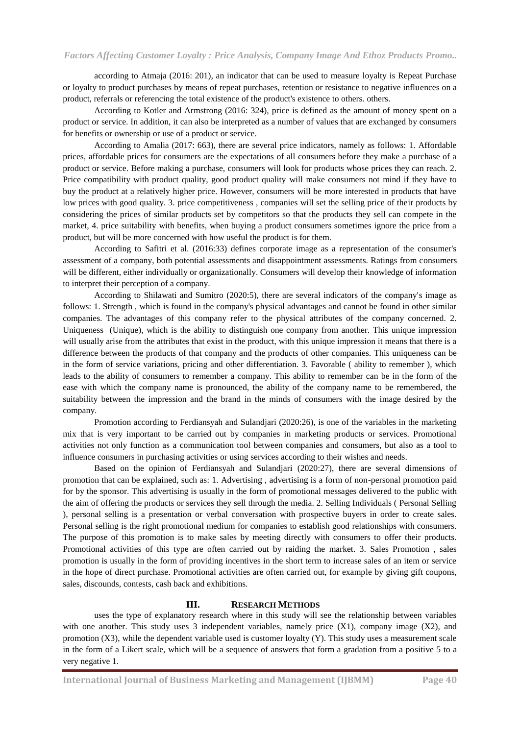according to Atmaja (2016: 201), an indicator that can be used to measure loyalty is Repeat Purchase or loyalty to product purchases by means of repeat purchases, retention or resistance to negative influences on a product, referrals or referencing the total existence of the product's existence to others. others.

According to Kotler and Armstrong (2016: 324), price is defined as the amount of money spent on a product or service. In addition, it can also be interpreted as a number of values that are exchanged by consumers for benefits or ownership or use of a product or service.

According to Amalia (2017: 663), there are several price indicators, namely as follows: 1. Affordable prices, affordable prices for consumers are the expectations of all consumers before they make a purchase of a product or service. Before making a purchase, consumers will look for products whose prices they can reach. 2. Price compatibility with product quality, good product quality will make consumers not mind if they have to buy the product at a relatively higher price. However, consumers will be more interested in products that have low prices with good quality. 3. price competitiveness , companies will set the selling price of their products by considering the prices of similar products set by competitors so that the products they sell can compete in the market, 4. price suitability with benefits, when buying a product consumers sometimes ignore the price from a product, but will be more concerned with how useful the product is for them.

According to Safitri et al. (2016:33) defines corporate image as a representation of the consumer's assessment of a company, both potential assessments and disappointment assessments. Ratings from consumers will be different, either individually or organizationally. Consumers will develop their knowledge of information to interpret their perception of a company.

According to Shilawati and Sumitro (2020:5), there are several indicators of the company's image as follows: 1. Strength , which is found in the company's physical advantages and cannot be found in other similar companies. The advantages of this company refer to the physical attributes of the company concerned. 2. Uniqueness (Unique), which is the ability to distinguish one company from another. This unique impression will usually arise from the attributes that exist in the product, with this unique impression it means that there is a difference between the products of that company and the products of other companies. This uniqueness can be in the form of service variations, pricing and other differentiation. 3. Favorable ( ability to remember ), which leads to the ability of consumers to remember a company. This ability to remember can be in the form of the ease with which the company name is pronounced, the ability of the company name to be remembered, the suitability between the impression and the brand in the minds of consumers with the image desired by the company.

Promotion according to Ferdiansyah and Sulandjari (2020:26), is one of the variables in the marketing mix that is very important to be carried out by companies in marketing products or services. Promotional activities not only function as a communication tool between companies and consumers, but also as a tool to influence consumers in purchasing activities or using services according to their wishes and needs.

Based on the opinion of Ferdiansyah and Sulandjari (2020:27), there are several dimensions of promotion that can be explained, such as: 1. Advertising , advertising is a form of non-personal promotion paid for by the sponsor. This advertising is usually in the form of promotional messages delivered to the public with the aim of offering the products or services they sell through the media. 2. Selling Individuals ( Personal Selling ), personal selling is a presentation or verbal conversation with prospective buyers in order to create sales. Personal selling is the right promotional medium for companies to establish good relationships with consumers. The purpose of this promotion is to make sales by meeting directly with consumers to offer their products. Promotional activities of this type are often carried out by raiding the market. 3. Sales Promotion , sales promotion is usually in the form of providing incentives in the short term to increase sales of an item or service in the hope of direct purchase. Promotional activities are often carried out, for example by giving gift coupons, sales, discounts, contests, cash back and exhibitions.

## III. RESEARCH METHODS

uses the type of explanatory research where in this study will see the relationship between variables with one another. This study uses 3 independent variables, namely price (X1), company image (X2), and promotion (X3), while the dependent variable used is customer loyalty (Y). This study uses a measurement scale in the form of a Likert scale, which will be a sequence of answers that form a gradation from a positive 5 to a very negative 1.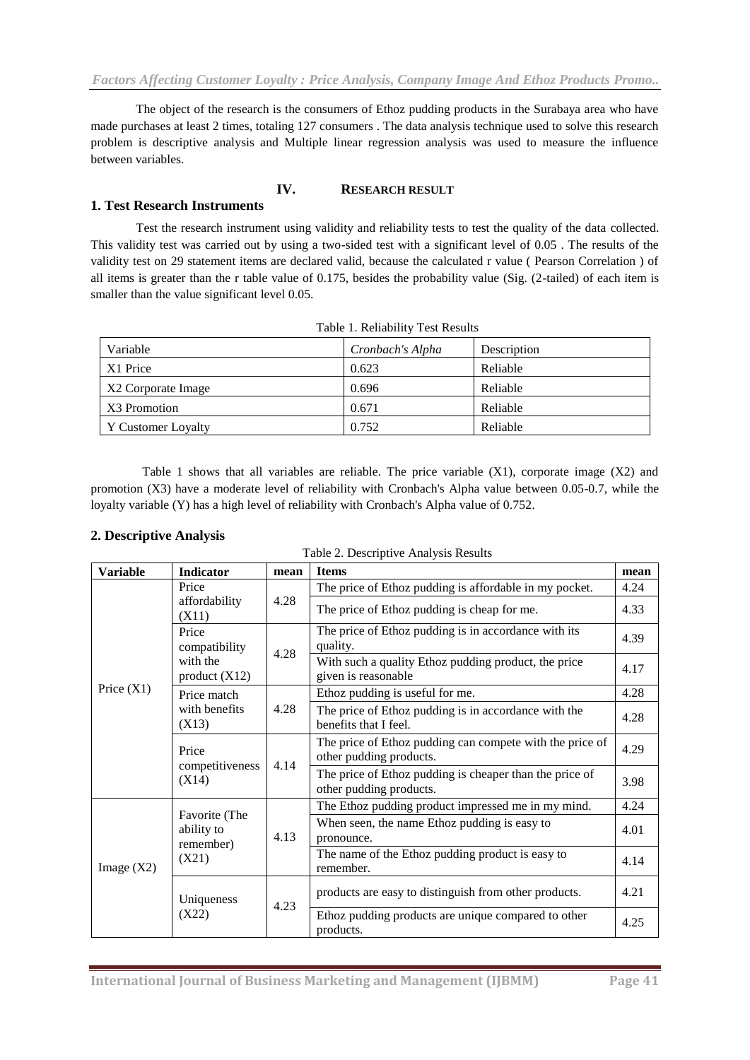The object of the research is the consumers of Ethoz pudding products in the Surabaya area who have made purchases at least 2 times, totaling 127 consumers . The data analysis technique used to solve this research problem is descriptive analysis and Multiple linear regression analysis was used to measure the influence between variables.

## IV. RESEARCH RESULT

### 1. Test Research Instruments

Test the research instrument using validity and reliability tests to test the quality of the data collected. This validity test was carried out by using a two-sided test with a significant level of 0.05 . The results of the validity test on 29 statement items are declared valid, because the calculated r value ( Pearson Correlation ) of all items is greater than the r table value of 0.175, besides the probability value (Sig. (2-tailed) of each item is smaller than the value significant level 0.05.

Table 1. Reliability Test Results

| Variable | *Cronbach's Alpha* | Description |
|---|---|---|
| X1 Price | 0.623 | Reliable |
| X2 Corporate Image | 0.696 | Reliable |
| X3 Promotion | 0.671 | Reliable |
| Y Customer Loyalty | 0.752 | Reliable |

Table 1 shows that all variables are reliable. The price variable (X1), corporate image (X2) and promotion (X3) have a moderate level of reliability with Cronbach's Alpha value between 0.05-0.7, while the loyalty variable (Y) has a high level of reliability with Cronbach's Alpha value of 0.752.

### 2. Descriptive Analysis

Table 2. Descriptive Analysis Results

| Variable | Indicator | mean | Items | mean |
|---|---|---|---|---|
| Price (X1) | Price affordability (X11) | 4.28 | The price of Ethoz pudding is affordable in my pocket. | 4.24 |
| | | | The price of Ethoz pudding is cheap for me. | 4.33 |
| | Price compatibility with the product (X12) | 4.28 | The price of Ethoz pudding is in accordance with its quality. | 4.39 |
| | | | With such a quality Ethoz pudding product, the price given is reasonable | 4.17 |
| | Price match with benefits (X13) | 4.28 | Ethoz pudding is useful for me. | 4.28 |
| | | | The price of Ethoz pudding is in accordance with the benefits that I feel. | 4.28 |
| | Price competitiveness (X14) | 4.14 | The price of Ethoz pudding can compete with the price of other pudding products. | 4.29 |
| | | | The price of Ethoz pudding is cheaper than the price of other pudding products. | 3.98 |
| Image (X2) | Favorite (The ability to remember) (X21) | 4.13 | The Ethoz pudding product impressed me in my mind. | 4.24 |
| | | | When seen, the name Ethoz pudding is easy to pronounce. | 4.01 |
| | | | The name of the Ethoz pudding product is easy to remember. | 4.14 |
| | Uniqueness (X22) | 4.23 | products are easy to distinguish from other products. | 4.21 |
| | | | Ethoz pudding products are unique compared to other products. | 4.25 |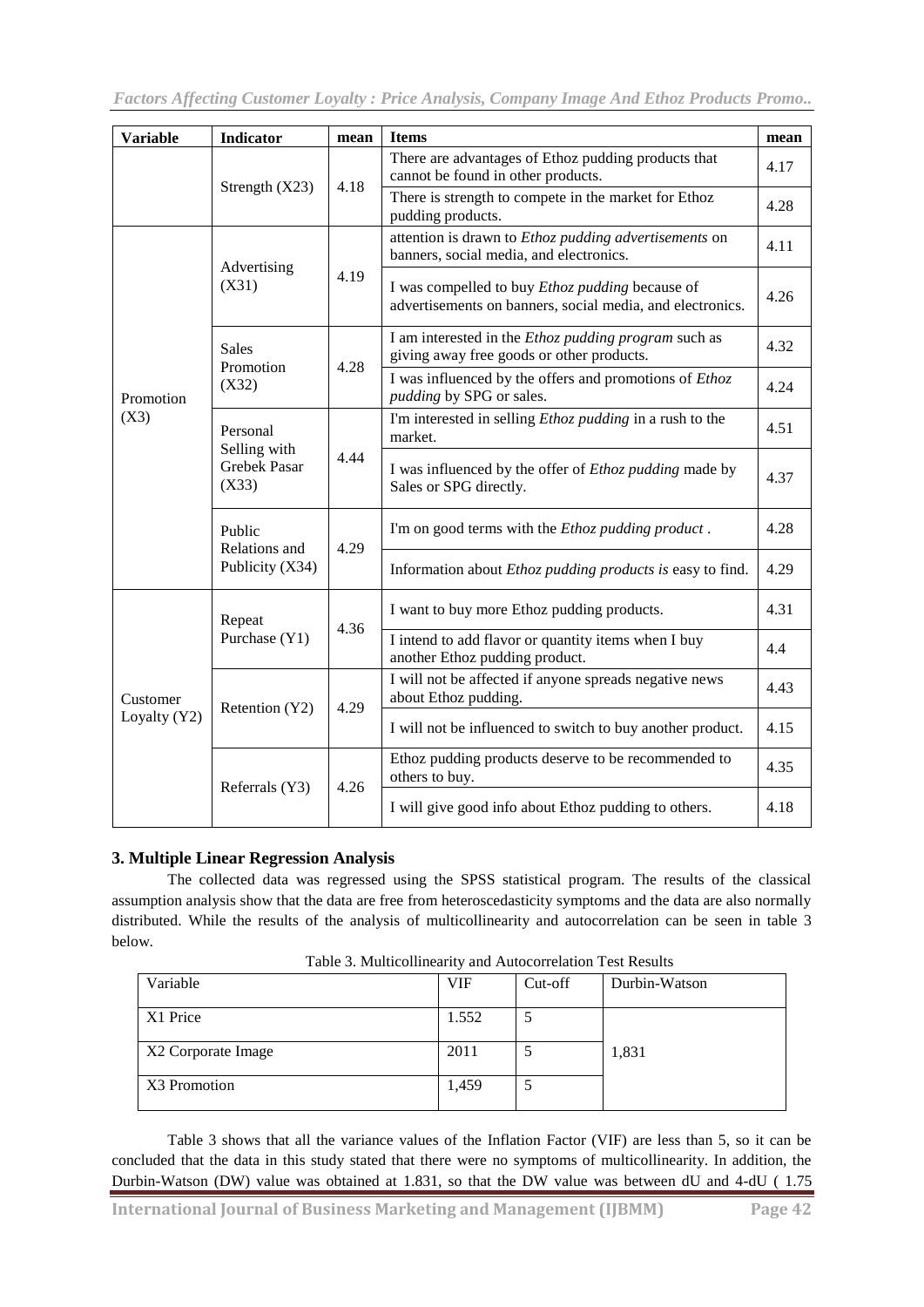| Variable | Indicator | mean | Items | mean |
|---|---|---|---|---|
| | Strength (X23) | 4.18 | There are advantages of Ethoz pudding products that cannot be found in other products. | 4.17 |
| | | | There is strength to compete in the market for Ethoz pudding products. | 4.28 |
| Promotion (X3) | Advertising (X31) | 4.19 | attention is drawn to *Ethoz pudding advertisements* on banners, social media, and electronics. | 4.11 |
| | | | I was compelled to buy *Ethoz pudding* because of advertisements on banners, social media, and electronics. | 4.26 |
| | Sales Promotion (X32) | 4.28 | I am interested in the *Ethoz pudding program* such as giving away free goods or other products. | 4.32 |
| | | | I was influenced by the offers and promotions of *Ethoz pudding* by SPG or sales. | 4.24 |
| | Personal Selling with Grebek Pasar (X33) | 4.44 | I'm interested in selling *Ethoz pudding* in a rush to the market. | 4.51 |
| | | | I was influenced by the offer of *Ethoz pudding* made by Sales or SPG directly. | 4.37 |
| | Public Relations and Publicity (X34) | 4.29 | I'm on good terms with the *Ethoz pudding product* . | 4.28 |
| | | | Information about *Ethoz pudding products is* easy to find. | 4.29 |
| Customer Loyalty (Y2) | Repeat Purchase (Y1) | 4.36 | I want to buy more Ethoz pudding products. | 4.31 |
| | | | I intend to add flavor or quantity items when I buy another Ethoz pudding product. | 4.4 |
| | Retention (Y2) | 4.29 | I will not be affected if anyone spreads negative news about Ethoz pudding. | 4.43 |
| | | | I will not be influenced to switch to buy another product. | 4.15 |
| | Referrals (Y3) | 4.26 | Ethoz pudding products deserve to be recommended to others to buy. | 4.35 |
| | | | I will give good info about Ethoz pudding to others. | 4.18 |

### 3. Multiple Linear Regression Analysis

The collected data was regressed using the SPSS statistical program. The results of the classical assumption analysis show that the data are free from heteroscedasticity symptoms and the data are also normally distributed. While the results of the analysis of multicollinearity and autocorrelation can be seen in table 3 below.

Table 3. Multicollinearity and Autocorrelation Test Results

| Variable | VIF | Cut-off | Durbin-Watson |
|---|---|---|---|
| X1 Price | 1.552 | 5 | 1,831 |
| X2 Corporate Image | 2011 | 5 | |
| X3 Promotion | 1,459 | 5 | |

Table 3 shows that all the variance values of the Inflation Factor (VIF) are less than 5, so it can be concluded that the data in this study stated that there were no symptoms of multicollinearity. In addition, the Durbin-Watson (DW) value was obtained at 1.831, so that the DW value was between dU and 4-dU ( 1.75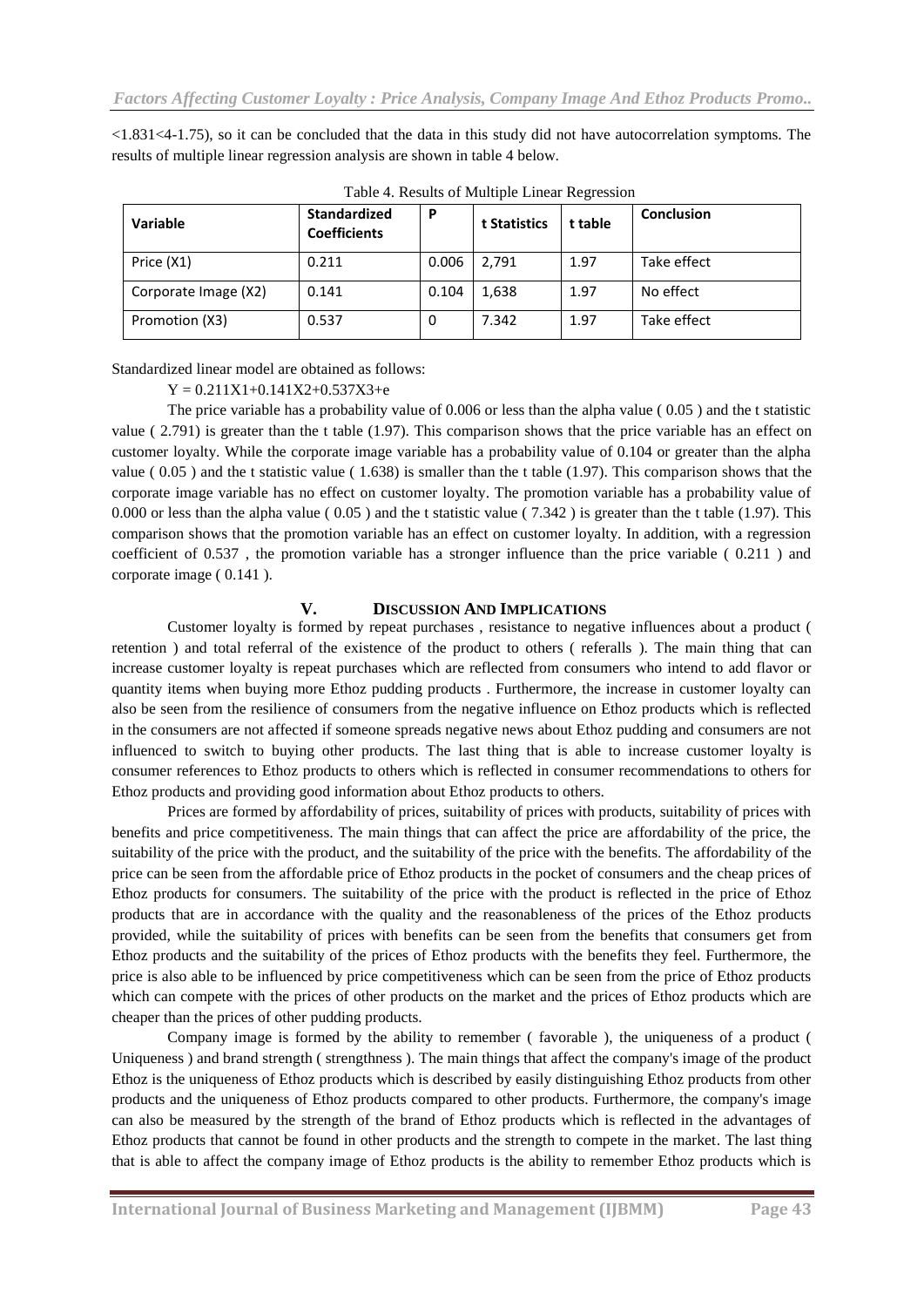<1.831<4-1.75), so it can be concluded that the data in this study did not have autocorrelation symptoms. The results of multiple linear regression analysis are shown in table 4 below.

Table 4. Results of Multiple Linear Regression

| Variable | Standardized Coefficients | P | t Statistics | t table | Conclusion |
|---|---|---|---|---|---|
| Price (X1) | 0.211 | 0.006 | 2,791 | 1.97 | Take effect |
| Corporate Image (X2) | 0.141 | 0.104 | 1,638 | 1.97 | No effect |
| Promotion (X3) | 0.537 | 0 | 7.342 | 1.97 | Take effect |

Standardized linear model are obtained as follows:

$Y = 0.211X1+0.141X2+0.537X3+e$

The price variable has a probability value of 0.006 or less than the alpha value ( 0.05 ) and the t statistic value ( 2.791) is greater than the t table (1.97). This comparison shows that the price variable has an effect on customer loyalty. While the corporate image variable has a probability value of 0.104 or greater than the alpha value ( 0.05 ) and the t statistic value ( 1.638) is smaller than the t table (1.97). This comparison shows that the corporate image variable has no effect on customer loyalty. The promotion variable has a probability value of 0.000 or less than the alpha value ( 0.05 ) and the t statistic value ( 7.342 ) is greater than the t table (1.97). This comparison shows that the promotion variable has an effect on customer loyalty. In addition, with a regression coefficient of 0.537 , the promotion variable has a stronger influence than the price variable ( 0.211 ) and corporate image ( 0.141 ).

## V. DISCUSSION AND IMPLICATIONS

Customer loyalty is formed by repeat purchases , resistance to negative influences about a product ( retention ) and total referral of the existence of the product to others ( referalls ). The main thing that can increase customer loyalty is repeat purchases which are reflected from consumers who intend to add flavor or quantity items when buying more Ethoz pudding products . Furthermore, the increase in customer loyalty can also be seen from the resilience of consumers from the negative influence on Ethoz products which is reflected in the consumers are not affected if someone spreads negative news about Ethoz pudding and consumers are not influenced to switch to buying other products. The last thing that is able to increase customer loyalty is consumer references to Ethoz products to others which is reflected in consumer recommendations to others for Ethoz products and providing good information about Ethoz products to others.

Prices are formed by affordability of prices, suitability of prices with products, suitability of prices with benefits and price competitiveness. The main things that can affect the price are affordability of the price, the suitability of the price with the product, and the suitability of the price with the benefits. The affordability of the price can be seen from the affordable price of Ethoz products in the pocket of consumers and the cheap prices of Ethoz products for consumers. The suitability of the price with the product is reflected in the price of Ethoz products that are in accordance with the quality and the reasonableness of the prices of the Ethoz products provided, while the suitability of prices with benefits can be seen from the benefits that consumers get from Ethoz products and the suitability of the prices of Ethoz products with the benefits they feel. Furthermore, the price is also able to be influenced by price competitiveness which can be seen from the price of Ethoz products which can compete with the prices of other products on the market and the prices of Ethoz products which are cheaper than the prices of other pudding products.

Company image is formed by the ability to remember ( favorable ), the uniqueness of a product ( Uniqueness ) and brand strength ( strengthness ). The main things that affect the company's image of the product Ethoz is the uniqueness of Ethoz products which is described by easily distinguishing Ethoz products from other products and the uniqueness of Ethoz products compared to other products. Furthermore, the company's image can also be measured by the strength of the brand of Ethoz products which is reflected in the advantages of Ethoz products that cannot be found in other products and the strength to compete in the market. The last thing that is able to affect the company image of Ethoz products is the ability to remember Ethoz products which is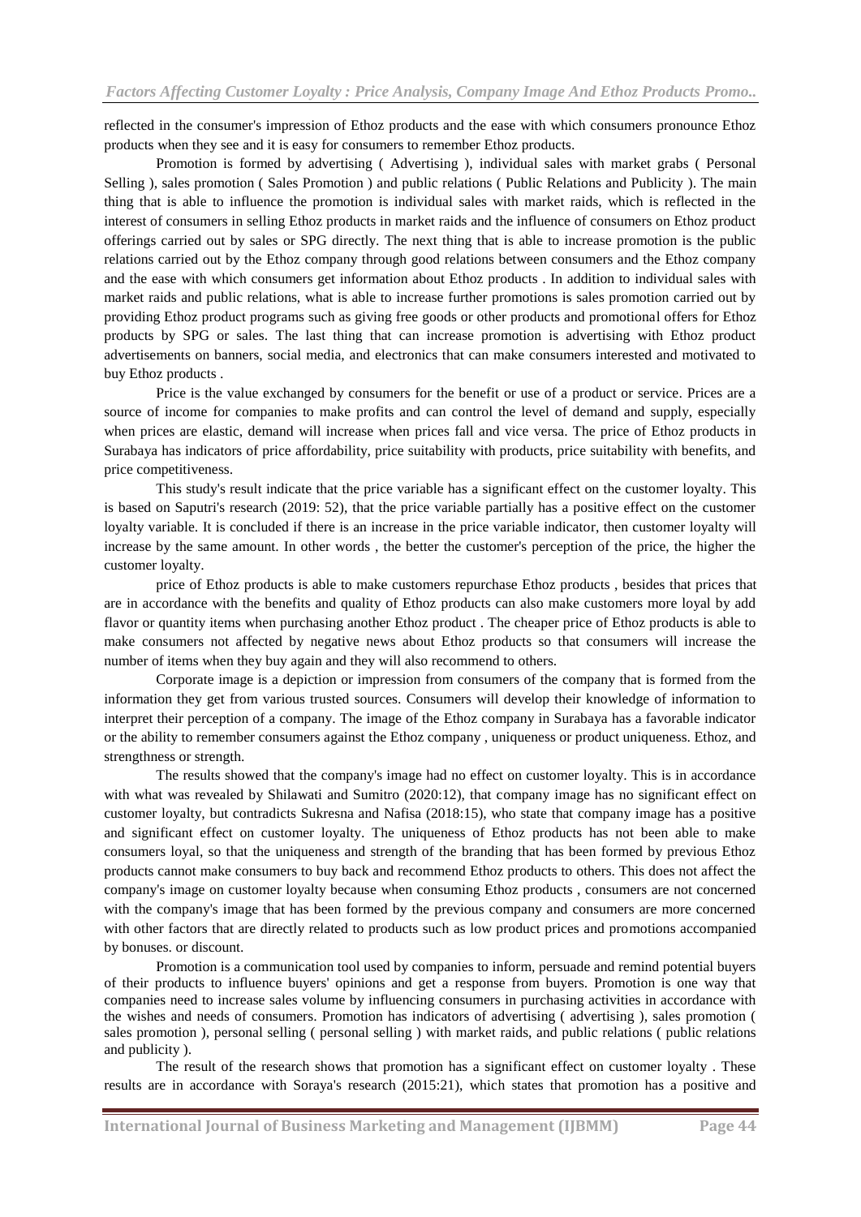reflected in the consumer's impression of Ethoz products and the ease with which consumers pronounce Ethoz products when they see and it is easy for consumers to remember Ethoz products.

Promotion is formed by advertising ( Advertising ), individual sales with market grabs ( Personal Selling ), sales promotion ( Sales Promotion ) and public relations ( Public Relations and Publicity ). The main thing that is able to influence the promotion is individual sales with market raids, which is reflected in the interest of consumers in selling Ethoz products in market raids and the influence of consumers on Ethoz product offerings carried out by sales or SPG directly. The next thing that is able to increase promotion is the public relations carried out by the Ethoz company through good relations between consumers and the Ethoz company and the ease with which consumers get information about Ethoz products . In addition to individual sales with market raids and public relations, what is able to increase further promotions is sales promotion carried out by providing Ethoz product programs such as giving free goods or other products and promotional offers for Ethoz products by SPG or sales. The last thing that can increase promotion is advertising with Ethoz product advertisements on banners, social media, and electronics that can make consumers interested and motivated to buy Ethoz products .

Price is the value exchanged by consumers for the benefit or use of a product or service. Prices are a source of income for companies to make profits and can control the level of demand and supply, especially when prices are elastic, demand will increase when prices fall and vice versa. The price of Ethoz products in Surabaya has indicators of price affordability, price suitability with products, price suitability with benefits, and price competitiveness.

This study's result indicate that the price variable has a significant effect on the customer loyalty. This is based on Saputri's research (2019: 52), that the price variable partially has a positive effect on the customer loyalty variable. It is concluded if there is an increase in the price variable indicator, then customer loyalty will increase by the same amount. In other words , the better the customer's perception of the price, the higher the customer loyalty.

price of Ethoz products is able to make customers repurchase Ethoz products , besides that prices that are in accordance with the benefits and quality of Ethoz products can also make customers more loyal by add flavor or quantity items when purchasing another Ethoz product . The cheaper price of Ethoz products is able to make consumers not affected by negative news about Ethoz products so that consumers will increase the number of items when they buy again and they will also recommend to others.

Corporate image is a depiction or impression from consumers of the company that is formed from the information they get from various trusted sources. Consumers will develop their knowledge of information to interpret their perception of a company. The image of the Ethoz company in Surabaya has a favorable indicator or the ability to remember consumers against the Ethoz company , uniqueness or product uniqueness. Ethoz, and strengthness or strength.

The results showed that the company's image had no effect on customer loyalty. This is in accordance with what was revealed by Shilawati and Sumitro (2020:12), that company image has no significant effect on customer loyalty, but contradicts Sukresna and Nafisa (2018:15), who state that company image has a positive and significant effect on customer loyalty. The uniqueness of Ethoz products has not been able to make consumers loyal, so that the uniqueness and strength of the branding that has been formed by previous Ethoz products cannot make consumers to buy back and recommend Ethoz products to others. This does not affect the company's image on customer loyalty because when consuming Ethoz products , consumers are not concerned with the company's image that has been formed by the previous company and consumers are more concerned with other factors that are directly related to products such as low product prices and promotions accompanied by bonuses. or discount.

Promotion is a communication tool used by companies to inform, persuade and remind potential buyers of their products to influence buyers' opinions and get a response from buyers. Promotion is one way that companies need to increase sales volume by influencing consumers in purchasing activities in accordance with the wishes and needs of consumers. Promotion has indicators of advertising ( advertising ), sales promotion ( sales promotion ), personal selling ( personal selling ) with market raids, and public relations ( public relations and publicity ).

The result of the research shows that promotion has a significant effect on customer loyalty . These results are in accordance with Soraya's research (2015:21), which states that promotion has a positive and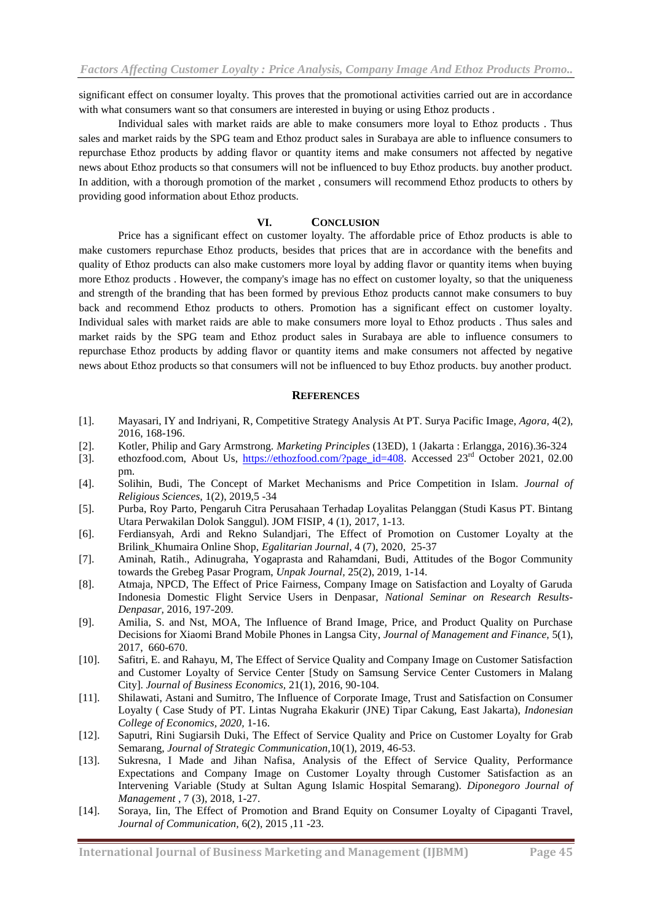significant effect on consumer loyalty. This proves that the promotional activities carried out are in accordance with what consumers want so that consumers are interested in buying or using Ethoz products .

Individual sales with market raids are able to make consumers more loyal to Ethoz products . Thus sales and market raids by the SPG team and Ethoz product sales in Surabaya are able to influence consumers to repurchase Ethoz products by adding flavor or quantity items and make consumers not affected by negative news about Ethoz products so that consumers will not be influenced to buy Ethoz products. buy another product. In addition, with a thorough promotion of the market , consumers will recommend Ethoz products to others by providing good information about Ethoz products.

## VI. CONCLUSION

Price has a significant effect on customer loyalty. The affordable price of Ethoz products is able to make customers repurchase Ethoz products, besides that prices that are in accordance with the benefits and quality of Ethoz products can also make customers more loyal by adding flavor or quantity items when buying more Ethoz products . However, the company's image has no effect on customer loyalty, so that the uniqueness and strength of the branding that has been formed by previous Ethoz products cannot make consumers to buy back and recommend Ethoz products to others. Promotion has a significant effect on customer loyalty. Individual sales with market raids are able to make consumers more loyal to Ethoz products . Thus sales and market raids by the SPG team and Ethoz product sales in Surabaya are able to influence consumers to repurchase Ethoz products by adding flavor or quantity items and make consumers not affected by negative news about Ethoz products so that consumers will not be influenced to buy Ethoz products. buy another product.

## REFERENCES

[1]. Mayasari, IY and Indriyani, R, Competitive Strategy Analysis At PT. Surya Pacific Image, *Agora*, 4(2), 2016, 168-196.

[2]. Kotler, Philip and Gary Armstrong. *Marketing Principles* (13ED), 1 (Jakarta : Erlangga, 2016).36-324

[3]. ethozfood.com, About Us, https://ethozfood.com/?page_id=408. Accessed 23rd October 2021, 02.00 pm.

[4]. Solihin, Budi, The Concept of Market Mechanisms and Price Competition in Islam. *Journal of Religious Sciences*, 1(2), 2019,5 -34

[5]. Purba, Roy Parto, Pengaruh Citra Perusahaan Terhadap Loyalitas Pelanggan (Studi Kasus PT. Bintang Utara Perwakilan Dolok Sanggul). JOM FISIP, 4 (1), 2017, 1-13.

[6]. Ferdiansyah, Ardi and Rekno Sulandjari, The Effect of Promotion on Customer Loyalty at the Brilink_Khumaira Online Shop, *Egalitarian Journal*, 4 (7), 2020, 25-37

[7]. Aminah, Ratih., Adinugraha, Yogaprasta and Rahamdani, Budi, Attitudes of the Bogor Community towards the Grebeg Pasar Program, *Unpak Journal*, 25(2), 2019, 1-14.

[8]. Atmaja, NPCD, The Effect of Price Fairness, Company Image on Satisfaction and Loyalty of Garuda Indonesia Domestic Flight Service Users in Denpasar, *National Seminar on Research Results-Denpasar*, 2016, 197-209.

[9]. Amilia, S. and Nst, MOA, The Influence of Brand Image, Price, and Product Quality on Purchase Decisions for Xiaomi Brand Mobile Phones in Langsa City, *Journal of Management and Finance*, 5(1), 2017, 660-670.

[10]. Safitri, E. and Rahayu, M, The Effect of Service Quality and Company Image on Customer Satisfaction and Customer Loyalty of Service Center [Study on Samsung Service Center Customers in Malang City]. *Journal of Business Economics*, 21(1), 2016, 90-104.

[11]. Shilawati, Astani and Sumitro, The Influence of Corporate Image, Trust and Satisfaction on Consumer Loyalty ( Case Study of PT. Lintas Nugraha Ekakurir (JNE) Tipar Cakung, East Jakarta), *Indonesian College of Economics, 2020*, 1-16.

[12]. Saputri, Rini Sugiarsih Duki, The Effect of Service Quality and Price on Customer Loyalty for Grab Semarang, *Journal of Strategic Communication*,10(1), 2019, 46-53.

[13]. Sukresna, I Made and Jihan Nafisa, Analysis of the Effect of Service Quality, Performance Expectations and Company Image on Customer Loyalty through Customer Satisfaction as an Intervening Variable (Study at Sultan Agung Islamic Hospital Semarang). *Diponegoro Journal of Management* , 7 (3), 2018, 1-27.

[14]. Soraya, Iin, The Effect of Promotion and Brand Equity on Consumer Loyalty of Cipaganti Travel, *Journal of Communication*, 6(2), 2015 ,11 -23.